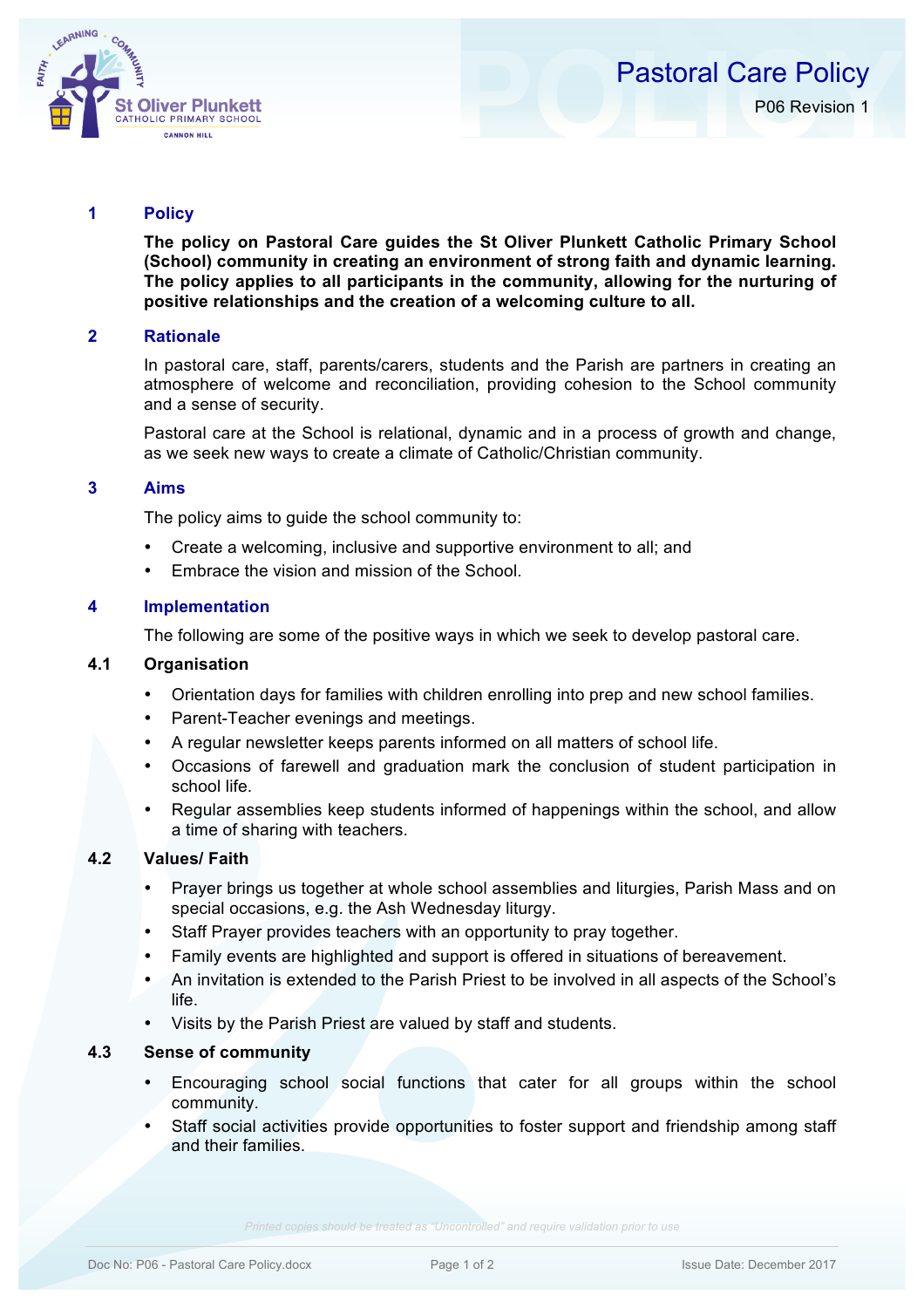# Pastoral Care Policy

P06 Revision 1

## 1 Policy

**The policy on Pastoral Care guides the St Oliver Plunkett Catholic Primary School (School) community in creating an environment of strong faith and dynamic learning. The policy applies to all participants in the community, allowing for the nurturing of positive relationships and the creation of a welcoming culture to all.**

## 2 Rationale

In pastoral care, staff, parents/carers, students and the Parish are partners in creating an atmosphere of welcome and reconciliation, providing cohesion to the School community and a sense of security.

Pastoral care at the School is relational, dynamic and in a process of growth and change, as we seek new ways to create a climate of Catholic/Christian community.

## 3 Aims

The policy aims to guide the school community to:

- Create a welcoming, inclusive and supportive environment to all; and
- Embrace the vision and mission of the School.

## 4 Implementation

The following are some of the positive ways in which we seek to develop pastoral care.

### 4.1 Organisation

- Orientation days for families with children enrolling into prep and new school families.
- Parent-Teacher evenings and meetings.
- A regular newsletter keeps parents informed on all matters of school life.
- Occasions of farewell and graduation mark the conclusion of student participation in school life.
- Regular assemblies keep students informed of happenings within the school, and allow a time of sharing with teachers.

### 4.2 Values/ Faith

- Prayer brings us together at whole school assemblies and liturgies, Parish Mass and on special occasions, e.g. the Ash Wednesday liturgy.
- Staff Prayer provides teachers with an opportunity to pray together.
- Family events are highlighted and support is offered in situations of bereavement.
- An invitation is extended to the Parish Priest to be involved in all aspects of the School's life.
- Visits by the Parish Priest are valued by staff and students.

### 4.3 Sense of community

- Encouraging school social functions that cater for all groups within the school community.
- Staff social activities provide opportunities to foster support and friendship among staff and their families.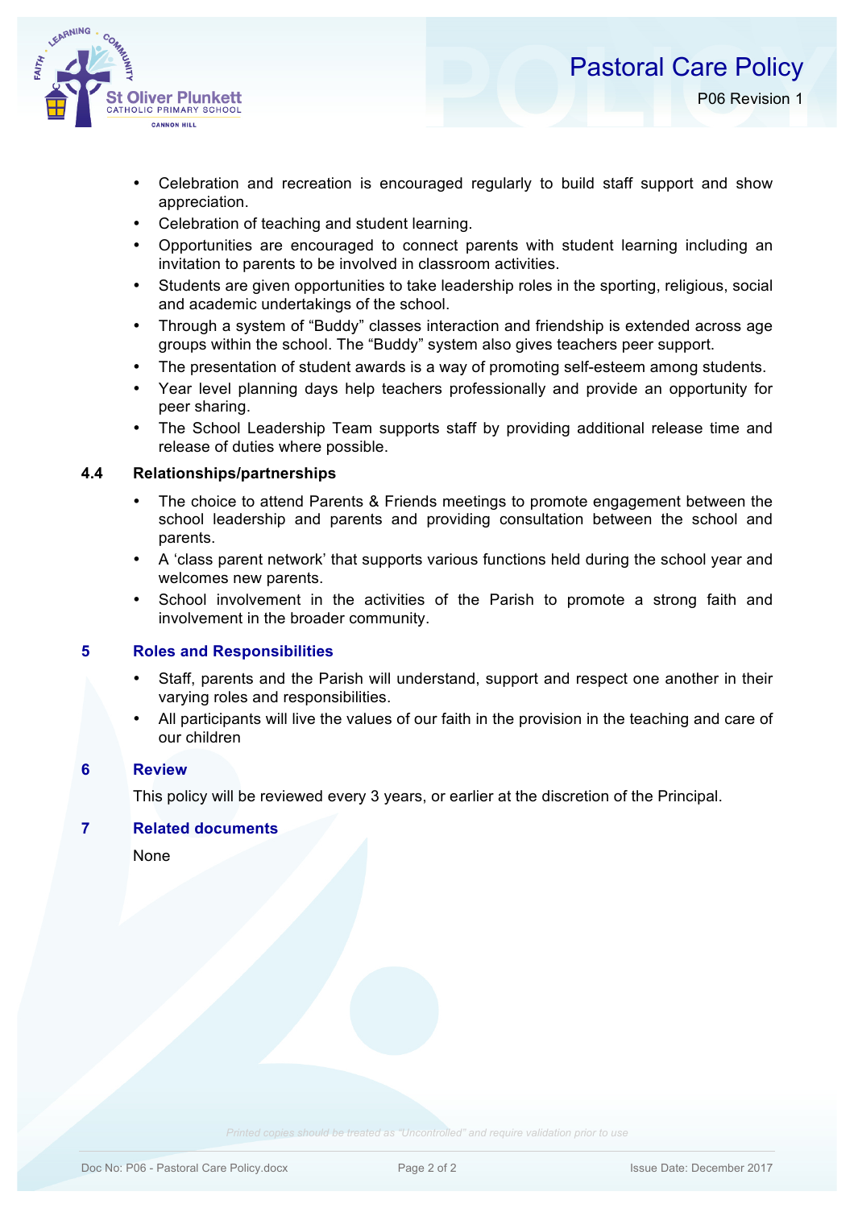- Celebration and recreation is encouraged regularly to build staff support and show appreciation.
- Celebration of teaching and student learning.
- Opportunities are encouraged to connect parents with student learning including an invitation to parents to be involved in classroom activities.
- Students are given opportunities to take leadership roles in the sporting, religious, social and academic undertakings of the school.
- Through a system of “Buddy” classes interaction and friendship is extended across age groups within the school. The “Buddy” system also gives teachers peer support.
- The presentation of student awards is a way of promoting self-esteem among students.
- Year level planning days help teachers professionally and provide an opportunity for peer sharing.
- The School Leadership Team supports staff by providing additional release time and release of duties where possible.

### 4.4 Relationships/partnerships

- The choice to attend Parents & Friends meetings to promote engagement between the school leadership and parents and providing consultation between the school and parents.
- A ‘class parent network’ that supports various functions held during the school year and welcomes new parents.
- School involvement in the activities of the Parish to promote a strong faith and involvement in the broader community.

## 5 Roles and Responsibilities

- Staff, parents and the Parish will understand, support and respect one another in their varying roles and responsibilities.
- All participants will live the values of our faith in the provision in the teaching and care of our children

## 6 Review

This policy will be reviewed every 3 years, or earlier at the discretion of the Principal.

## 7 Related documents

None

*Printed copies should be treated as “Uncontrolled” and require validation prior to use*